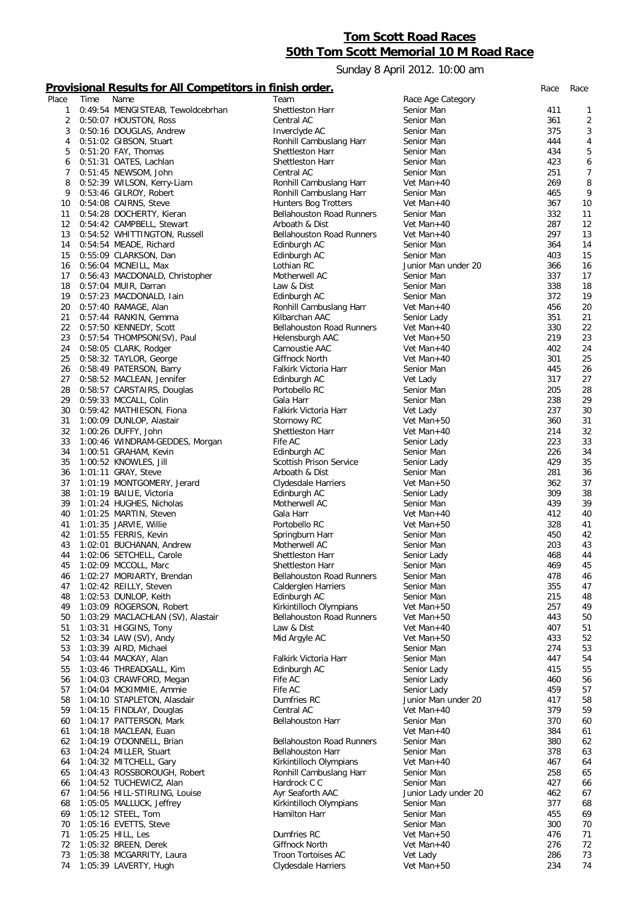## Tom Scott Road Races
## 50th Tom Scott Memorial 10 M Road Race

Sunday 8 April 2012. 10:00 am

### Provisional Results for All Competitors in finish order.

| Place | Time | Name | Team | Race Age Category | Race | Race |
|---|---|---|---|---|---|---|
| 1 | 0:49:54 | MENGISTEAB, Tewoldcebrhan | Shettleston Harr | Senior Man | 411 | 1 |
| 2 | 0:50:07 | HOUSTON, Ross | Central AC | Senior Man | 361 | 2 |
| 3 | 0:50:16 | DOUGLAS, Andrew | Inverclyde AC | Senior Man | 375 | 3 |
| 4 | 0:51:02 | GIBSON, Stuart | Ronhill Cambuslang Harr | Senior Man | 444 | 4 |
| 5 | 0:51:20 | FAY, Thomas | Shettleston Harr | Senior Man | 434 | 5 |
| 6 | 0:51:31 | OATES, Lachlan | Shettleston Harr | Senior Man | 423 | 6 |
| 7 | 0:51:45 | NEWSOM, John | Central AC | Senior Man | 251 | 7 |
| 8 | 0:52:39 | WILSON, Kerry-Liam | Ronhill Cambuslang Harr | Vet Man+40 | 269 | 8 |
| 9 | 0:53:46 | GILROY, Robert | Ronhill Cambuslang Harr | Senior Man | 465 | 9 |
| 10 | 0:54:08 | CAIRNS, Steve | Hunters Bog Trotters | Vet Man+40 | 367 | 10 |
| 11 | 0:54:28 | DOCHERTY, Kieran | Bellahouston Road Runners | Senior Man | 332 | 11 |
| 12 | 0:54:42 | CAMPBELL, Stewart | Arbroath & Dist | Vet Man+40 | 287 | 12 |
| 13 | 0:54:52 | WHITTINGTON, Russell | Bellahouston Road Runners | Vet Man+40 | 297 | 13 |
| 14 | 0:54:54 | MEADE, Richard | Edinburgh AC | Senior Man | 364 | 14 |
| 15 | 0:55:09 | CLARKSON, Dan | Edinburgh AC | Senior Man | 403 | 15 |
| 16 | 0:56:04 | MCNEILL, Max | Lothian RC | Junior Man under 20 | 366 | 16 |
| 17 | 0:56:43 | MACDONALD, Christopher | Motherwell AC | Senior Man | 337 | 17 |
| 18 | 0:57:04 | MUIR, Darran | Law & Dist | Senior Man | 338 | 18 |
| 19 | 0:57:23 | MACDONALD, Iain | Edinburgh AC | Senior Man | 372 | 19 |
| 20 | 0:57:40 | RAMAGE, Alan | Ronhill Cambuslang Harr | Vet Man+40 | 456 | 20 |
| 21 | 0:57:44 | RANKIN, Gemma | Kilbarchan AAC | Senior Lady | 351 | 21 |
| 22 | 0:57:50 | KENNEDY, Scott | Bellahouston Road Runners | Vet Man+40 | 330 | 22 |
| 23 | 0:57:54 | THOMPSON(SV), Paul | Helensburgh AAC | Vet Man+50 | 219 | 23 |
| 24 | 0:58:05 | CLARK, Rodger | Carnoustie AAC | Vet Man+40 | 402 | 24 |
| 25 | 0:58:32 | TAYLOR, George | Giffnock North | Vet Man+40 | 301 | 25 |
| 26 | 0:58:49 | PATERSON, Barry | Falkirk Victoria Harr | Senior Man | 445 | 26 |
| 27 | 0:58:52 | MACLEAN, Jennifer | Edinburgh AC | Vet Lady | 317 | 27 |
| 28 | 0:58:57 | CARSTAIRS, Douglas | Portobello RC | Senior Man | 205 | 28 |
| 29 | 0:59:33 | MCCALL, Colin | Gala Harr | Senior Man | 238 | 29 |
| 30 | 0:59:42 | MATHIESON, Fiona | Falkirk Victoria Harr | Vet Lady | 237 | 30 |
| 31 | 1:00:09 | DUNLOP, Alastair | Stornowy RC | Vet Man+50 | 360 | 31 |
| 32 | 1:00:26 | DUFFY, John | Shettleston Harr | Vet Man+40 | 214 | 32 |
| 33 | 1:00:46 | WINDRAM-GEDDES, Morgan | Fife AC | Senior Lady | 223 | 33 |
| 34 | 1:00:51 | GRAHAM, Kevin | Edinburgh AC | Senior Man | 226 | 34 |
| 35 | 1:00:52 | KNOWLES, Jill | Scottish Prison Service | Senior Lady | 429 | 35 |
| 36 | 1:01:11 | GRAY, Steve | Arbroath & Dist | Senior Man | 281 | 36 |
| 37 | 1:01:19 | MONTGOMERY, Jerard | Clydesdale Harriers | Vet Man+50 | 362 | 37 |
| 38 | 1:01:19 | BAILIE, Victoria | Edinburgh AC | Senior Lady | 309 | 38 |
| 39 | 1:01:24 | HUGHES, Nicholas | Motherwell AC | Senior Man | 439 | 39 |
| 40 | 1:01:25 | MARTIN, Steven | Gala Harr | Vet Man+40 | 412 | 40 |
| 41 | 1:01:35 | JARVIE, Willie | Portobello RC | Vet Man+50 | 328 | 41 |
| 42 | 1:01:55 | FERRIS, Kevin | Springburn Harr | Senior Man | 450 | 42 |
| 43 | 1:02:01 | BUCHANAN, Andrew | Motherwell AC | Senior Man | 203 | 43 |
| 44 | 1:02:06 | SETCHELL, Carole | Shettleston Harr | Senior Lady | 468 | 44 |
| 45 | 1:02:09 | MCCOLL, Marc | Shettleston Harr | Senior Man | 469 | 45 |
| 46 | 1:02:27 | MORIARTY, Brendan | Bellahouston Road Runners | Senior Man | 478 | 46 |
| 47 | 1:02:42 | REILLY, Steven | Calderglen Harriers | Senior Man | 355 | 47 |
| 48 | 1:02:53 | DUNLOP, Keith | Edinburgh AC | Senior Man | 215 | 48 |
| 49 | 1:03:09 | ROGERSON, Robert | Kirkintilloch Olympians | Vet Man+50 | 257 | 49 |
| 50 | 1:03:29 | MACLACHLAN (SV), Alastair | Bellahouston Road Runners | Vet Man+50 | 443 | 50 |
| 51 | 1:03:31 | HIGGINS, Tony | Law & Dist | Vet Man+40 | 407 | 51 |
| 52 | 1:03:34 | LAW (SV), Andy | Mid Argyle AC | Vet Man+50 | 433 | 52 |
| 53 | 1:03:39 | AIRD, Michael | | Senior Man | 274 | 53 |
| 54 | 1:03:44 | MACKAY, Alan | Falkirk Victoria Harr | Senior Man | 447 | 54 |
| 55 | 1:03:46 | THREADGALL, Kim | Edinburgh AC | Senior Lady | 415 | 55 |
| 56 | 1:04:03 | CRAWFORD, Megan | Fife AC | Senior Lady | 460 | 56 |
| 57 | 1:04:04 | MCKIMMIE, Ammie | Fife AC | Senior Lady | 459 | 57 |
| 58 | 1:04:10 | STAPLETON, Alasdair | Dumfries RC | Junior Man under 20 | 417 | 58 |
| 59 | 1:04:15 | FINDLAY, Douglas | Central AC | Vet Man+40 | 379 | 59 |
| 60 | 1:04:17 | PATTERSON, Mark | Bellahouston Harr | Senior Man | 370 | 60 |
| 61 | 1:04:18 | MACLEAN, Euan | | Vet Man+40 | 384 | 61 |
| 62 | 1:04:19 | O'DONNELL, Brian | Bellahouston Road Runners | Senior Man | 380 | 62 |
| 63 | 1:04:24 | MILLER, Stuart | Bellahouston Harr | Senior Man | 378 | 63 |
| 64 | 1:04:32 | MITCHELL, Gary | Kirkintilloch Olympians | Vet Man+40 | 467 | 64 |
| 65 | 1:04:43 | ROSSBOROUGH, Robert | Ronhill Cambuslang Harr | Senior Man | 258 | 65 |
| 66 | 1:04:52 | TUCHEWICZ, Alan | Hardrock C C | Senior Man | 427 | 66 |
| 67 | 1:04:56 | HILL-STIRLING, Louise | Ayr Seaforth AAC | Junior Lady under 20 | 462 | 67 |
| 68 | 1:05:05 | MALLUCK, Jeffrey | Kirkintilloch Olympians | Senior Man | 377 | 68 |
| 69 | 1:05:12 | STEEL, Tom | Hamilton Harr | Senior Man | 455 | 69 |
| 70 | 1:05:16 | EVETTS, Steve | | Senior Man | 300 | 70 |
| 71 | 1:05:25 | HILL, Les | Dumfries RC | Vet Man+50 | 476 | 71 |
| 72 | 1:05:32 | BREEN, Derek | Giffnock North | Vet Man+40 | 276 | 72 |
| 73 | 1:05:38 | MCGARRITY, Laura | Troon Tortoises AC | Vet Lady | 286 | 73 |
| 74 | 1:05:39 | LAVERTY, Hugh | Clydesdale Harriers | Vet Man+50 | 234 | 74 |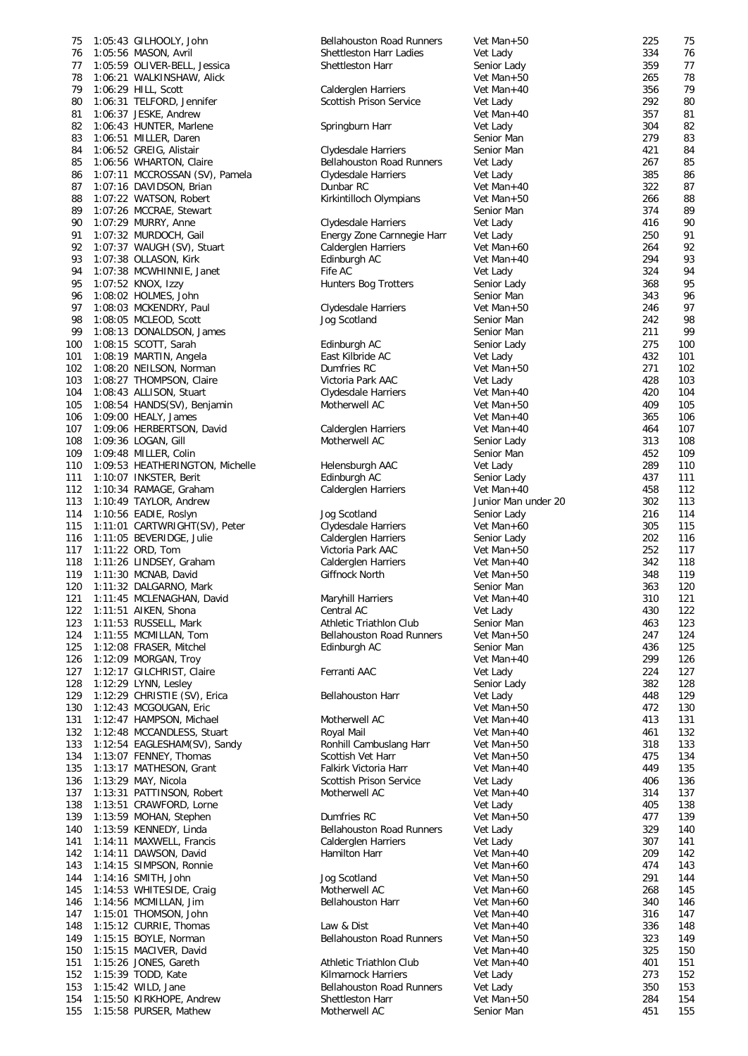| | | | | | | |
|---|---|---|---|---|---|---|
| 75 | 1:05:43 | GILHOOLY, John | Bellahouston Road Runners | Vet Man+50 | 225 | 75 |
| 76 | 1:05:56 | MASON, Avril | Shettleston Harr Ladies | Vet Lady | 334 | 76 |
| 77 | 1:05:59 | OLIVER-BELL, Jessica | Shettleston Harr | Senior Lady | 359 | 77 |
| 78 | 1:06:21 | WALKINSHAW, Alick | | Vet Man+50 | 265 | 78 |
| 79 | 1:06:29 | HILL, Scott | Calderglen Harriers | Vet Man+40 | 356 | 79 |
| 80 | 1:06:31 | TELFORD, Jennifer | Scottish Prison Service | Vet Lady | 292 | 80 |
| 81 | 1:06:37 | JESKE, Andrew | | Vet Man+40 | 357 | 81 |
| 82 | 1:06:43 | HUNTER, Marlene | Springburn Harr | Vet Lady | 304 | 82 |
| 83 | 1:06:51 | MILLER, Daren | | Senior Man | 279 | 83 |
| 84 | 1:06:52 | GREIG, Alistair | Clydesdale Harriers | Senior Man | 421 | 84 |
| 85 | 1:06:56 | WHARTON, Claire | Bellahouston Road Runners | Vet Lady | 267 | 85 |
| 86 | 1:07:11 | MCCROSSAN (SV), Pamela | Clydesdale Harriers | Vet Lady | 385 | 86 |
| 87 | 1:07:16 | DAVIDSON, Brian | Dunbar RC | Vet Man+40 | 322 | 87 |
| 88 | 1:07:22 | WATSON, Robert | Kirkintilloch Olympians | Vet Man+50 | 266 | 88 |
| 89 | 1:07:26 | MCCRAE, Stewart | | Senior Man | 374 | 89 |
| 90 | 1:07:29 | MURRY, Anne | Clydesdale Harriers | Vet Lady | 416 | 90 |
| 91 | 1:07:32 | MURDOCH, Gail | Energy Zone Carnnegie Harr | Vet Lady | 250 | 91 |
| 92 | 1:07:37 | WAUGH (SV), Stuart | Calderglen Harriers | Vet Man+60 | 264 | 92 |
| 93 | 1:07:38 | OLLASON, Kirk | Edinburgh AC | Vet Man+40 | 294 | 93 |
| 94 | 1:07:38 | MCWHINNIE, Janet | Fife AC | Vet Lady | 324 | 94 |
| 95 | 1:07:52 | KNOX, Izzy | Hunters Bog Trotters | Senior Lady | 368 | 95 |
| 96 | 1:08:02 | HOLMES, John | | Senior Man | 343 | 96 |
| 97 | 1:08:03 | MCKENDRY, Paul | Clydesdale Harriers | Vet Man+50 | 246 | 97 |
| 98 | 1:08:05 | MCLEOD, Scott | Jog Scotland | Senior Man | 242 | 98 |
| 99 | 1:08:13 | DONALDSON, James | | Senior Man | 211 | 99 |
| 100 | 1:08:15 | SCOTT, Sarah | Edinburgh AC | Senior Lady | 275 | 100 |
| 101 | 1:08:19 | MARTIN, Angela | East Kilbride AC | Vet Lady | 432 | 101 |
| 102 | 1:08:20 | NEILSON, Norman | Dumfries RC | Vet Man+50 | 271 | 102 |
| 103 | 1:08:27 | THOMPSON, Claire | Victoria Park AAC | Vet Lady | 428 | 103 |
| 104 | 1:08:43 | ALLISON, Stuart | Clydesdale Harriers | Vet Man+40 | 420 | 104 |
| 105 | 1:08:54 | HANDS(SV), Benjamin | Motherwell AC | Vet Man+50 | 409 | 105 |
| 106 | 1:09:00 | HEALY, James | | Vet Man+40 | 365 | 106 |
| 107 | 1:09:06 | HERBERTSON, David | Calderglen Harriers | Vet Man+40 | 464 | 107 |
| 108 | 1:09:36 | LOGAN, Gill | Motherwell AC | Senior Lady | 313 | 108 |
| 109 | 1:09:48 | MILLER, Colin | | Senior Man | 452 | 109 |
| 110 | 1:09:53 | HEATHERINGTON, Michelle | Helensburgh AAC | Vet Lady | 289 | 110 |
| 111 | 1:10:07 | INKSTER, Berit | Edinburgh AC | Senior Lady | 437 | 111 |
| 112 | 1:10:34 | RAMAGE, Graham | Calderglen Harriers | Vet Man+40 | 458 | 112 |
| 113 | 1:10:49 | TAYLOR, Andrew | | Junior Man under 20 | 302 | 113 |
| 114 | 1:10:56 | EADIE, Roslyn | Jog Scotland | Senior Lady | 216 | 114 |
| 115 | 1:11:01 | CARTWRIGHT(SV), Peter | Clydesdale Harriers | Vet Man+60 | 305 | 115 |
| 116 | 1:11:05 | BEVERIDGE, Julie | Calderglen Harriers | Senior Lady | 202 | 116 |
| 117 | 1:11:22 | ORD, Tom | Victoria Park AAC | Vet Man+50 | 252 | 117 |
| 118 | 1:11:26 | LINDSEY, Graham | Calderglen Harriers | Vet Man+40 | 342 | 118 |
| 119 | 1:11:30 | MCNAB, David | Giffnock North | Vet Man+50 | 348 | 119 |
| 120 | 1:11:32 | DALGARNO, Mark | | Senior Man | 363 | 120 |
| 121 | 1:11:45 | MCLENAGHAN, David | Maryhill Harriers | Vet Man+40 | 310 | 121 |
| 122 | 1:11:51 | AIKEN, Shona | Central AC | Vet Lady | 430 | 122 |
| 123 | 1:11:53 | RUSSELL, Mark | Athletic Triathlon Club | Senior Man | 463 | 123 |
| 124 | 1:11:55 | MCMILLAN, Tom | Bellahouston Road Runners | Vet Man+50 | 247 | 124 |
| 125 | 1:12:08 | FRASER, Mitchel | Edinburgh AC | Senior Man | 436 | 125 |
| 126 | 1:12:09 | MORGAN, Troy | | Vet Man+40 | 299 | 126 |
| 127 | 1:12:17 | GILCHRIST, Claire | Ferranti AAC | Vet Lady | 224 | 127 |
| 128 | 1:12:29 | LYNN, Lesley | | Senior Lady | 382 | 128 |
| 129 | 1:12:29 | CHRISTIE (SV), Erica | Bellahouston Harr | Vet Lady | 448 | 129 |
| 130 | 1:12:43 | MCGOUGAN, Eric | | Vet Man+50 | 472 | 130 |
| 131 | 1:12:47 | HAMPSON, Michael | Motherwell AC | Vet Man+40 | 413 | 131 |
| 132 | 1:12:48 | MCCANDLESS, Stuart | Royal Mail | Vet Man+40 | 461 | 132 |
| 133 | 1:12:54 | EAGLESHAM(SV), Sandy | Ronhill Cambuslang Harr | Vet Man+50 | 318 | 133 |
| 134 | 1:13:07 | FENNEY, Thomas | Scottish Vet Harr | Vet Man+50 | 475 | 134 |
| 135 | 1:13:17 | MATHESON, Grant | Falkirk Victoria Harr | Vet Man+40 | 449 | 135 |
| 136 | 1:13:29 | MAY, Nicola | Scottish Prison Service | Vet Lady | 406 | 136 |
| 137 | 1:13:31 | PATTINSON, Robert | Motherwell AC | Vet Man+40 | 314 | 137 |
| 138 | 1:13:51 | CRAWFORD, Lorne | | Vet Lady | 405 | 138 |
| 139 | 1:13:59 | MOHAN, Stephen | Dumfries RC | Vet Man+50 | 477 | 139 |
| 140 | 1:13:59 | KENNEDY, Linda | Bellahouston Road Runners | Vet Lady | 329 | 140 |
| 141 | 1:14:11 | MAXWELL, Francis | Calderglen Harriers | Vet Lady | 307 | 141 |
| 142 | 1:14:11 | DAWSON, David | Hamilton Harr | Vet Man+40 | 209 | 142 |
| 143 | 1:14:15 | SIMPSON, Ronnie | | Vet Man+60 | 474 | 143 |
| 144 | 1:14:16 | SMITH, John | Jog Scotland | Vet Man+50 | 291 | 144 |
| 145 | 1:14:53 | WHITESIDE, Craig | Motherwell AC | Vet Man+60 | 268 | 145 |
| 146 | 1:14:56 | MCMILLAN, Jim | Bellahouston Harr | Vet Man+60 | 340 | 146 |
| 147 | 1:15:01 | THOMSON, John | | Vet Man+40 | 316 | 147 |
| 148 | 1:15:12 | CURRIE, Thomas | Law & Dist | Vet Man+40 | 336 | 148 |
| 149 | 1:15:15 | BOYLE, Norman | Bellahouston Road Runners | Vet Man+50 | 323 | 149 |
| 150 | 1:15:15 | MACIVER, David | | Vet Man+40 | 325 | 150 |
| 151 | 1:15:26 | JONES, Gareth | Athletic Triathlon Club | Vet Man+40 | 401 | 151 |
| 152 | 1:15:39 | TODD, Kate | Kilmarnock Harriers | Vet Lady | 273 | 152 |
| 153 | 1:15:42 | WILD, Jane | Bellahouston Road Runners | Vet Lady | 350 | 153 |
| 154 | 1:15:50 | KIRKHOPE, Andrew | Shettleston Harr | Vet Man+50 | 284 | 154 |
| 155 | 1:15:58 | PURSER, Mathew | Motherwell AC | Senior Man | 451 | 155 |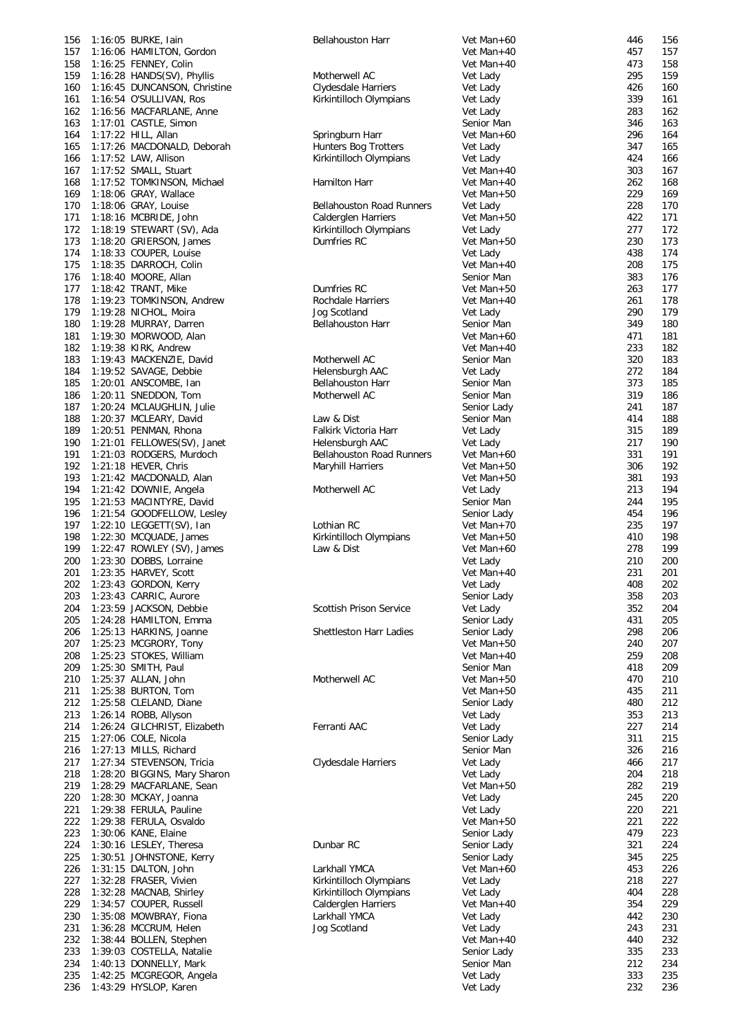| | | | | | | |
|---|---|---|---|---|---|---|
| 156 | 1:16:05 | BURKE, Iain | Bellahouston Harr | Vet Man+60 | 446 | 156 |
| 157 | 1:16:06 | HAMILTON, Gordon | | Vet Man+40 | 457 | 157 |
| 158 | 1:16:25 | FENNEY, Colin | | Vet Man+40 | 473 | 158 |
| 159 | 1:16:28 | HANDS(SV), Phyllis | Motherwell AC | Vet Lady | 295 | 159 |
| 160 | 1:16:45 | DUNCANSON, Christine | Clydesdale Harriers | Vet Lady | 426 | 160 |
| 161 | 1:16:54 | O'SULLIVAN, Ros | Kirkintilloch Olympians | Vet Lady | 339 | 161 |
| 162 | 1:16:56 | MACFARLANE, Anne | | Vet Lady | 283 | 162 |
| 163 | 1:17:01 | CASTLE, Simon | | Senior Man | 346 | 163 |
| 164 | 1:17:22 | HILL, Allan | Springburn Harr | Vet Man+60 | 296 | 164 |
| 165 | 1:17:26 | MACDONALD, Deborah | Hunters Bog Trotters | Vet Lady | 347 | 165 |
| 166 | 1:17:52 | LAW, Allison | Kirkintilloch Olympians | Vet Lady | 424 | 166 |
| 167 | 1:17:52 | SMALL, Stuart | | Vet Man+40 | 303 | 167 |
| 168 | 1:17:52 | TOMKINSON, Michael | Hamilton Harr | Vet Man+40 | 262 | 168 |
| 169 | 1:18:06 | GRAY, Wallace | | Vet Man+50 | 229 | 169 |
| 170 | 1:18:06 | GRAY, Louise | Bellahouston Road Runners | Vet Lady | 228 | 170 |
| 171 | 1:18:16 | MCBRIDE, John | Calderglen Harriers | Vet Man+50 | 422 | 171 |
| 172 | 1:18:19 | STEWART (SV), Ada | Kirkintilloch Olympians | Vet Lady | 277 | 172 |
| 173 | 1:18:20 | GRIERSON, James | Dumfries RC | Vet Man+50 | 230 | 173 |
| 174 | 1:18:33 | COUPER, Louise | | Vet Lady | 438 | 174 |
| 175 | 1:18:35 | DARROCH, Colin | | Vet Man+40 | 208 | 175 |
| 176 | 1:18:40 | MOORE, Allan | | Senior Man | 383 | 176 |
| 177 | 1:18:42 | TRANT, Mike | Dumfries RC | Vet Man+50 | 263 | 177 |
| 178 | 1:19:23 | TOMKINSON, Andrew | Rochdale Harriers | Vet Man+40 | 261 | 178 |
| 179 | 1:19:28 | NICHOL, Moira | Jog Scotland | Vet Lady | 290 | 179 |
| 180 | 1:19:28 | MURRAY, Darren | Bellahouston Harr | Senior Man | 349 | 180 |
| 181 | 1:19:30 | MORWOOD, Alan | | Vet Man+60 | 471 | 181 |
| 182 | 1:19:38 | KIRK, Andrew | | Vet Man+40 | 233 | 182 |
| 183 | 1:19:43 | MACKENZIE, David | Motherwell AC | Senior Man | 320 | 183 |
| 184 | 1:19:52 | SAVAGE, Debbie | Helensburgh AAC | Vet Lady | 272 | 184 |
| 185 | 1:20:01 | ANSCOMBE, Ian | Bellahouston Harr | Senior Man | 373 | 185 |
| 186 | 1:20:11 | SNEDDON, Tom | Motherwell AC | Senior Man | 319 | 186 |
| 187 | 1:20:24 | MCLAUGHLIN, Julie | | Senior Lady | 241 | 187 |
| 188 | 1:20:37 | MCLEARY, David | Law & Dist | Senior Man | 414 | 188 |
| 189 | 1:20:51 | PENMAN, Rhona | Falkirk Victoria Harr | Vet Lady | 315 | 189 |
| 190 | 1:21:01 | FELLOWES(SV), Janet | Helensburgh AAC | Vet Lady | 217 | 190 |
| 191 | 1:21:03 | RODGERS, Murdoch | Bellahouston Road Runners | Vet Man+60 | 331 | 191 |
| 192 | 1:21:18 | HEVER, Chris | Maryhill Harriers | Vet Man+50 | 306 | 192 |
| 193 | 1:21:42 | MACDONALD, Alan | | Vet Man+50 | 381 | 193 |
| 194 | 1:21:42 | DOWNIE, Angela | Motherwell AC | Vet Lady | 213 | 194 |
| 195 | 1:21:53 | MACINTYRE, David | | Senior Man | 244 | 195 |
| 196 | 1:21:54 | GOODFELLOW, Lesley | | Senior Lady | 454 | 196 |
| 197 | 1:22:10 | LEGGETT(SV), Ian | Lothian RC | Vet Man+70 | 235 | 197 |
| 198 | 1:22:30 | MCQUADE, James | Kirkintilloch Olympians | Vet Man+50 | 410 | 198 |
| 199 | 1:22:47 | ROWLEY (SV), James | Law & Dist | Vet Man+60 | 278 | 199 |
| 200 | 1:23:30 | DOBBS, Lorraine | | Vet Lady | 210 | 200 |
| 201 | 1:23:35 | HARVEY, Scott | | Vet Man+40 | 231 | 201 |
| 202 | 1:23:43 | GORDON, Kerry | | Vet Lady | 408 | 202 |
| 203 | 1:23:43 | CARRIC, Aurore | | Senior Lady | 358 | 203 |
| 204 | 1:23:59 | JACKSON, Debbie | Scottish Prison Service | Vet Lady | 352 | 204 |
| 205 | 1:24:28 | HAMILTON, Emma | | Senior Lady | 431 | 205 |
| 206 | 1:25:13 | HARKINS, Joanne | Shettleston Harr Ladies | Senior Lady | 298 | 206 |
| 207 | 1:25:23 | MCGRORY, Tony | | Vet Man+50 | 240 | 207 |
| 208 | 1:25:23 | STOKES, William | | Vet Man+40 | 259 | 208 |
| 209 | 1:25:30 | SMITH, Paul | | Senior Man | 418 | 209 |
| 210 | 1:25:37 | ALLAN, John | Motherwell AC | Vet Man+50 | 470 | 210 |
| 211 | 1:25:38 | BURTON, Tom | | Vet Man+50 | 435 | 211 |
| 212 | 1:25:58 | CLELAND, Diane | | Senior Lady | 480 | 212 |
| 213 | 1:26:14 | ROBB, Allyson | | Vet Lady | 353 | 213 |
| 214 | 1:26:24 | GILCHRIST, Elizabeth | Ferranti AAC | Vet Lady | 227 | 214 |
| 215 | 1:27:06 | COLE, Nicola | | Senior Lady | 311 | 215 |
| 216 | 1:27:13 | MILLS, Richard | | Senior Man | 326 | 216 |
| 217 | 1:27:34 | STEVENSON, Tricia | Clydesdale Harriers | Vet Lady | 466 | 217 |
| 218 | 1:28:20 | BIGGINS, Mary Sharon | | Vet Lady | 204 | 218 |
| 219 | 1:28:29 | MACFARLANE, Sean | | Vet Man+50 | 282 | 219 |
| 220 | 1:28:30 | MCKAY, Joanna | | Vet Lady | 245 | 220 |
| 221 | 1:29:38 | FERULA, Pauline | | Vet Lady | 220 | 221 |
| 222 | 1:29:38 | FERULA, Osvaldo | | Vet Man+50 | 221 | 222 |
| 223 | 1:30:06 | KANE, Elaine | | Senior Lady | 479 | 223 |
| 224 | 1:30:16 | LESLEY, Theresa | Dunbar RC | Senior Lady | 321 | 224 |
| 225 | 1:30:51 | JOHNSTONE, Kerry | | Senior Lady | 345 | 225 |
| 226 | 1:31:15 | DALTON, John | Larkhall YMCA | Vet Man+60 | 453 | 226 |
| 227 | 1:32:28 | FRASER, Vivien | Kirkintilloch Olympians | Vet Lady | 218 | 227 |
| 228 | 1:32:28 | MACNAB, Shirley | Kirkintilloch Olympians | Vet Lady | 404 | 228 |
| 229 | 1:34:57 | COUPER, Russell | Calderglen Harriers | Vet Man+40 | 354 | 229 |
| 230 | 1:35:08 | MOWBRAY, Fiona | Larkhall YMCA | Vet Lady | 442 | 230 |
| 231 | 1:36:28 | MCCRUM, Helen | Jog Scotland | Vet Lady | 243 | 231 |
| 232 | 1:38:44 | BOLLEN, Stephen | | Vet Man+40 | 440 | 232 |
| 233 | 1:39:03 | COSTELLA, Natalie | | Senior Lady | 335 | 233 |
| 234 | 1:40:13 | DONNELLY, Mark | | Senior Man | 212 | 234 |
| 235 | 1:42:25 | MCGREGOR, Angela | | Vet Lady | 333 | 235 |
| 236 | 1:43:29 | HYSLOP, Karen | | Vet Lady | 232 | 236 |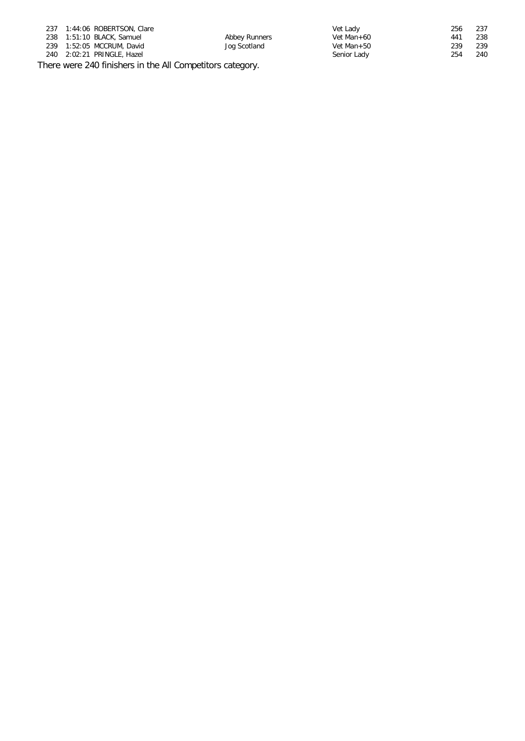| | | | | | | |
|---|---|---|---|---|---|---|
| 237 | 1:44:06 | ROBERTSON, Clare | | Vet Lady | 256 | 237 |
| 238 | 1:51:10 | BLACK, Samuel | Abbey Runners | Vet Man+60 | 441 | 238 |
| 239 | 1:52:05 | MCCRUM, David | Jog Scotland | Vet Man+50 | 239 | 239 |
| 240 | 2:02:21 | PRINGLE, Hazel | | Senior Lady | 254 | 240 |

There were 240 finishers in the All Competitors category.